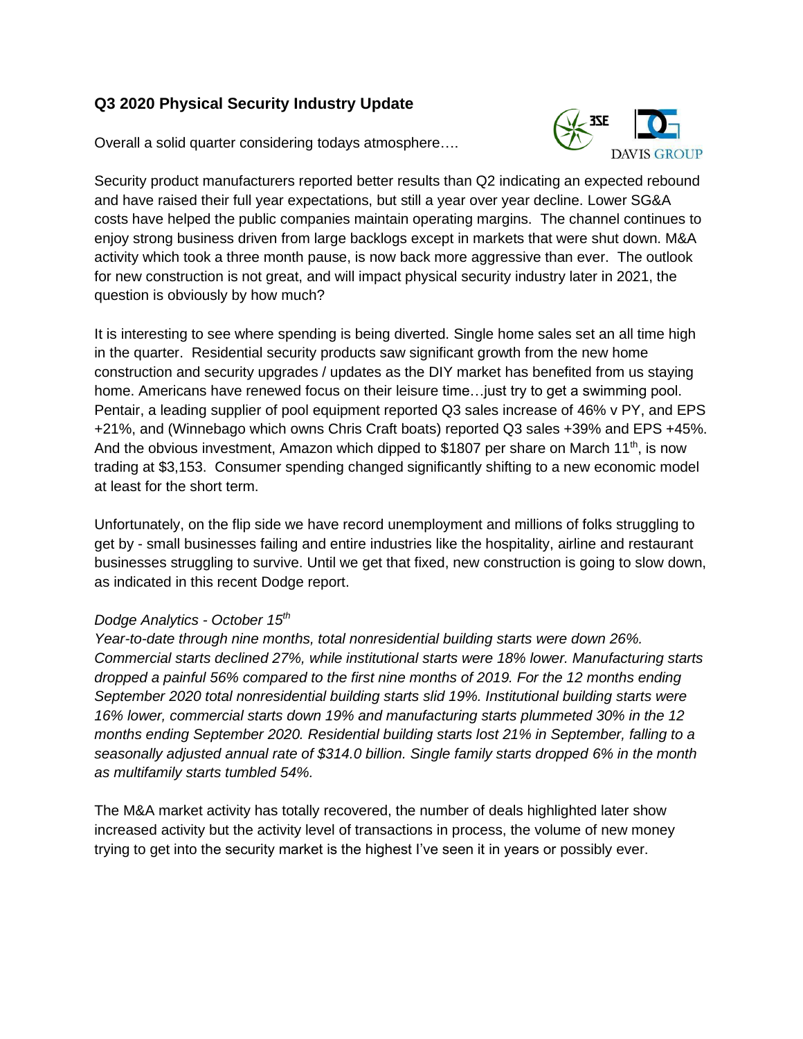# Q3 2020 Physical Security Industry Update

Overall a solid quarter considering todays atmosphere….

Security product manufacturers reported better results than Q2 indicating an expected rebound and have raised their full year expectations, but still a year over year decline. Lower SG&A costs have helped the public companies maintain operating margins. The channel continues to enjoy strong business driven from large backlogs except in markets that were shut down. M&A activity which took a three month pause, is now back more aggressive than ever. The outlook for new construction is not great, and will impact physical security industry later in 2021, the question is obviously by how much?

It is interesting to see where spending is being diverted. Single home sales set an all time high in the quarter. Residential security products saw significant growth from the new home construction and security upgrades / updates as the DIY market has benefited from us staying home. Americans have renewed focus on their leisure time…just try to get a swimming pool. Pentair, a leading supplier of pool equipment reported Q3 sales increase of 46% v PY, and EPS +21%, and (Winnebago which owns Chris Craft boats) reported Q3 sales +39% and EPS +45%. And the obvious investment, Amazon which dipped to $1807 per share on March 11th, is now trading at $3,153. Consumer spending changed significantly shifting to a new economic model at least for the short term.

Unfortunately, on the flip side we have record unemployment and millions of folks struggling to get by - small businesses failing and entire industries like the hospitality, airline and restaurant businesses struggling to survive. Until we get that fixed, new construction is going to slow down, as indicated in this recent Dodge report.

*Dodge Analytics - October 15th*

*Year-to-date through nine months, total nonresidential building starts were down 26%. Commercial starts declined 27%, while institutional starts were 18% lower. Manufacturing starts dropped a painful 56% compared to the first nine months of 2019. For the 12 months ending September 2020 total nonresidential building starts slid 19%. Institutional building starts were 16% lower, commercial starts down 19% and manufacturing starts plummeted 30% in the 12 months ending September 2020. Residential building starts lost 21% in September, falling to a seasonally adjusted annual rate of $314.0 billion. Single family starts dropped 6% in the month as multifamily starts tumbled 54%.*

The M&A market activity has totally recovered, the number of deals highlighted later show increased activity but the activity level of transactions in process, the volume of new money trying to get into the security market is the highest I've seen it in years or possibly ever.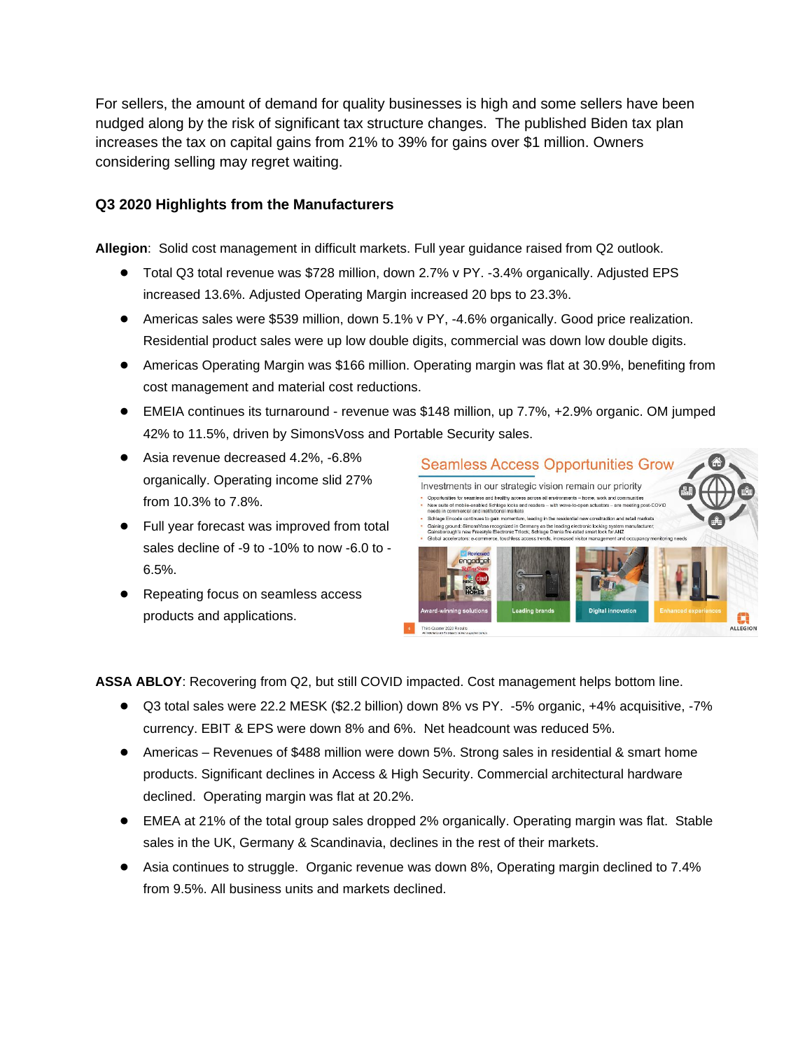For sellers, the amount of demand for quality businesses is high and some sellers have been nudged along by the risk of significant tax structure changes. The published Biden tax plan increases the tax on capital gains from 21% to 39% for gains over $1 million. Owners considering selling may regret waiting.

### Q3 2020 Highlights from the Manufacturers

**Allegion**: Solid cost management in difficult markets. Full year guidance raised from Q2 outlook.

- Total Q3 total revenue was $728 million, down 2.7% v PY. -3.4% organically. Adjusted EPS increased 13.6%. Adjusted Operating Margin increased 20 bps to 23.3%.
- Americas sales were $539 million, down 5.1% v PY, -4.6% organically. Good price realization. Residential product sales were up low double digits, commercial was down low double digits.
- Americas Operating Margin was $166 million. Operating margin was flat at 30.9%, benefiting from cost management and material cost reductions.
- EMEIA continues its turnaround - revenue was $148 million, up 7.7%, +2.9% organic. OM jumped 42% to 11.5%, driven by SimonsVoss and Portable Security sales.
- Asia revenue decreased 4.2%, -6.8% organically. Operating income slid 27% from 10.3% to 7.8%.
- Full year forecast was improved from total sales decline of -9 to -10% to now -6.0 to -6.5%.
- Repeating focus on seamless access products and applications.

**ASSA ABLOY**: Recovering from Q2, but still COVID impacted. Cost management helps bottom line.

- Q3 total sales were 22.2 MESK ($2.2 billion) down 8% vs PY. -5% organic, +4% acquisitive, -7% currency. EBIT & EPS were down 8% and 6%. Net headcount was reduced 5%.
- Americas – Revenues of $488 million were down 5%. Strong sales in residential & smart home products. Significant declines in Access & High Security. Commercial architectural hardware declined. Operating margin was flat at 20.2%.
- EMEA at 21% of the total group sales dropped 2% organically. Operating margin was flat. Stable sales in the UK, Germany & Scandinavia, declines in the rest of their markets.
- Asia continues to struggle. Organic revenue was down 8%, Operating margin declined to 7.4% from 9.5%. All business units and markets declined.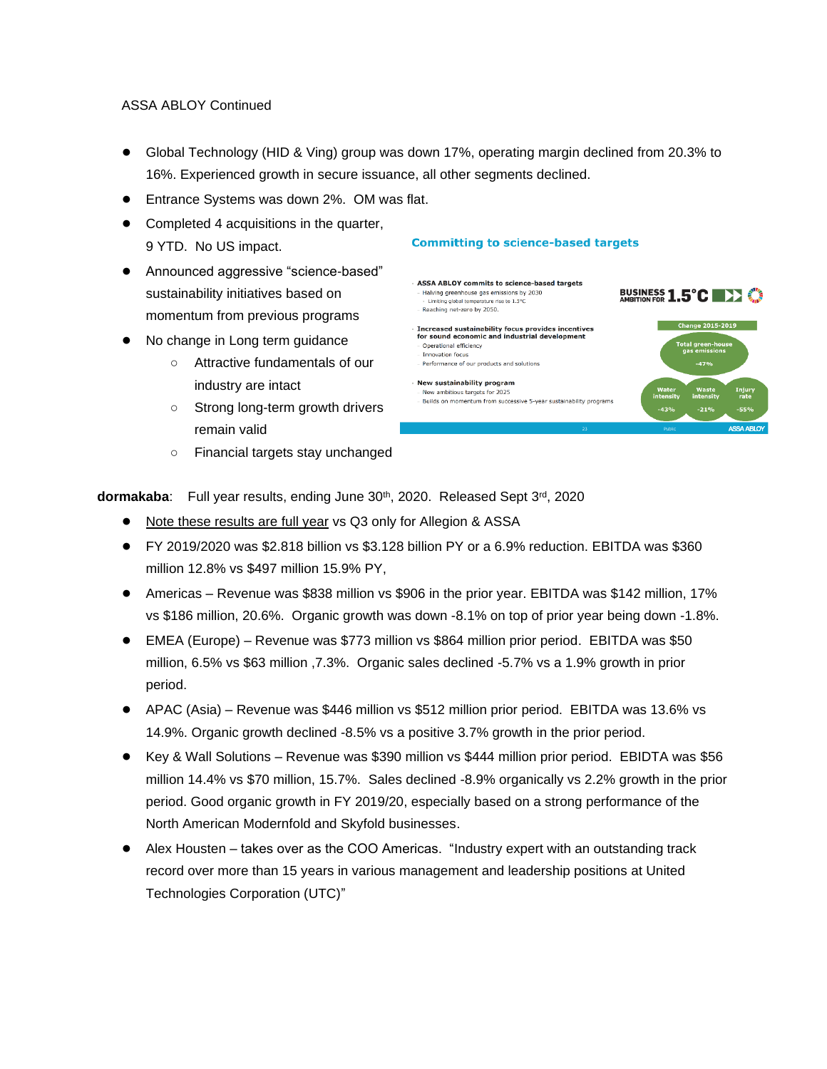ASSA ABLOY Continued

- Global Technology (HID & Ving) group was down 17%, operating margin declined from 20.3% to 16%. Experienced growth in secure issuance, all other segments declined.
- Entrance Systems was down 2%. OM was flat.
- Completed 4 acquisitions in the quarter, 9 YTD. No US impact.
- Announced aggressive "science-based" sustainability initiatives based on momentum from previous programs
- No change in Long term guidance
  - Attractive fundamentals of our industry are intact
  - Strong long-term growth drivers remain valid
  - Financial targets stay unchanged

**Committing to science-based targets**

- ASSA ABLOY commits to science-based targets
  - Halving greenhouse gas emissions by 2030
    - Limiting global temperature rise to 1.5°C
  - Reaching net-zero by 2050.
- Increased sustainability focus provides incentives for sound economic and industrial development
  - Operational efficiency
  - Innovation focus
  - Performance of our products and solutions
- New sustainability program
  - New ambitious targets for 2025
  - Builds on momentum from successive 5-year sustainability programs

BUSINESS AMBITION FOR 1.5°C

Change 2015-2019

| Total green-house gas emissions | Water intensity | Waste intensity | Injury rate |
| --- | --- | --- | --- |
| -47% | -43% | -21% | -55% |

**dormakaba**: Full year results, ending June 30th, 2020. Released Sept 3rd, 2020

- Note these results are full year vs Q3 only for Allegion & ASSA
- FY 2019/2020 was $2.818 billion vs $3.128 billion PY or a 6.9% reduction. EBITDA was $360 million 12.8% vs $497 million 15.9% PY,
- Americas – Revenue was $838 million vs $906 in the prior year. EBITDA was $142 million, 17% vs $186 million, 20.6%. Organic growth was down -8.1% on top of prior year being down -1.8%.
- EMEA (Europe) – Revenue was $773 million vs $864 million prior period. EBITDA was $50 million, 6.5% vs $63 million ,7.3%. Organic sales declined -5.7% vs a 1.9% growth in prior period.
- APAC (Asia) – Revenue was $446 million vs $512 million prior period. EBITDA was 13.6% vs 14.9%. Organic growth declined -8.5% vs a positive 3.7% growth in the prior period.
- Key & Wall Solutions – Revenue was $390 million vs $444 million prior period. EBIDTA was $56 million 14.4% vs $70 million, 15.7%. Sales declined -8.9% organically vs 2.2% growth in the prior period. Good organic growth in FY 2019/20, especially based on a strong performance of the North American Modernfold and Skyfold businesses.
- Alex Housten – takes over as the COO Americas. "Industry expert with an outstanding track record over more than 15 years in various management and leadership positions at United Technologies Corporation (UTC)"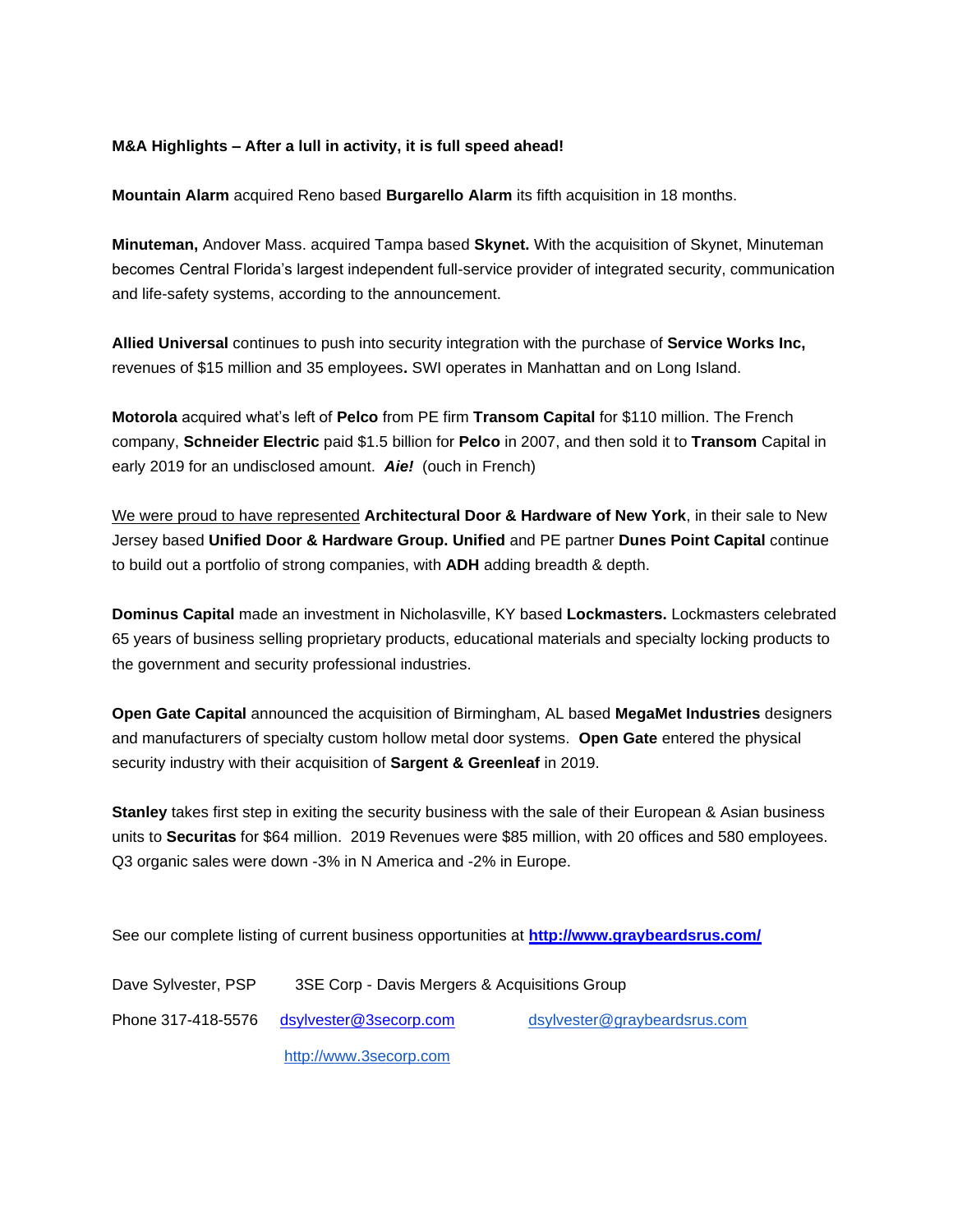**M&A Highlights – After a lull in activity, it is full speed ahead!**

**Mountain Alarm** acquired Reno based **Burgarello Alarm** its fifth acquisition in 18 months.

**Minuteman,** Andover Mass. acquired Tampa based **Skynet.** With the acquisition of Skynet, Minuteman becomes Central Florida's largest independent full-service provider of integrated security, communication and life-safety systems, according to the announcement.

**Allied Universal** continues to push into security integration with the purchase of **Service Works Inc,** revenues of $15 million and 35 employees**.** SWI operates in Manhattan and on Long Island.

**Motorola** acquired what's left of **Pelco** from PE firm **Transom Capital** for $110 million. The French company, **Schneider Electric** paid $1.5 billion for **Pelco** in 2007, and then sold it to **Transom** Capital in early 2019 for an undisclosed amount. ***Aie!*** (ouch in French)

<u>We were proud to have represented</u> **Architectural Door & Hardware of New York**, in their sale to New Jersey based **Unified Door & Hardware Group. Unified** and PE partner **Dunes Point Capital** continue to build out a portfolio of strong companies, with **ADH** adding breadth & depth.

**Dominus Capital** made an investment in Nicholasville, KY based **Lockmasters.** Lockmasters celebrated 65 years of business selling proprietary products, educational materials and specialty locking products to the government and security professional industries.

**Open Gate Capital** announced the acquisition of Birmingham, AL based **MegaMet Industries** designers and manufacturers of specialty custom hollow metal door systems. **Open Gate** entered the physical security industry with their acquisition of **Sargent & Greenleaf** in 2019.

**Stanley** takes first step in exiting the security business with the sale of their European & Asian business units to **Securitas** for $64 million. 2019 Revenues were $85 million, with 20 offices and 580 employees. Q3 organic sales were down -3% in N America and -2% in Europe.

See our complete listing of current business opportunities at **http://www.graybeardsrus.com/**

Dave Sylvester, PSP 3SE Corp - Davis Mergers & Acquisitions Group

Phone 317-418-5576 dsylvester@3secorp.com dsylvester@graybeardsrus.com

http://www.3secorp.com